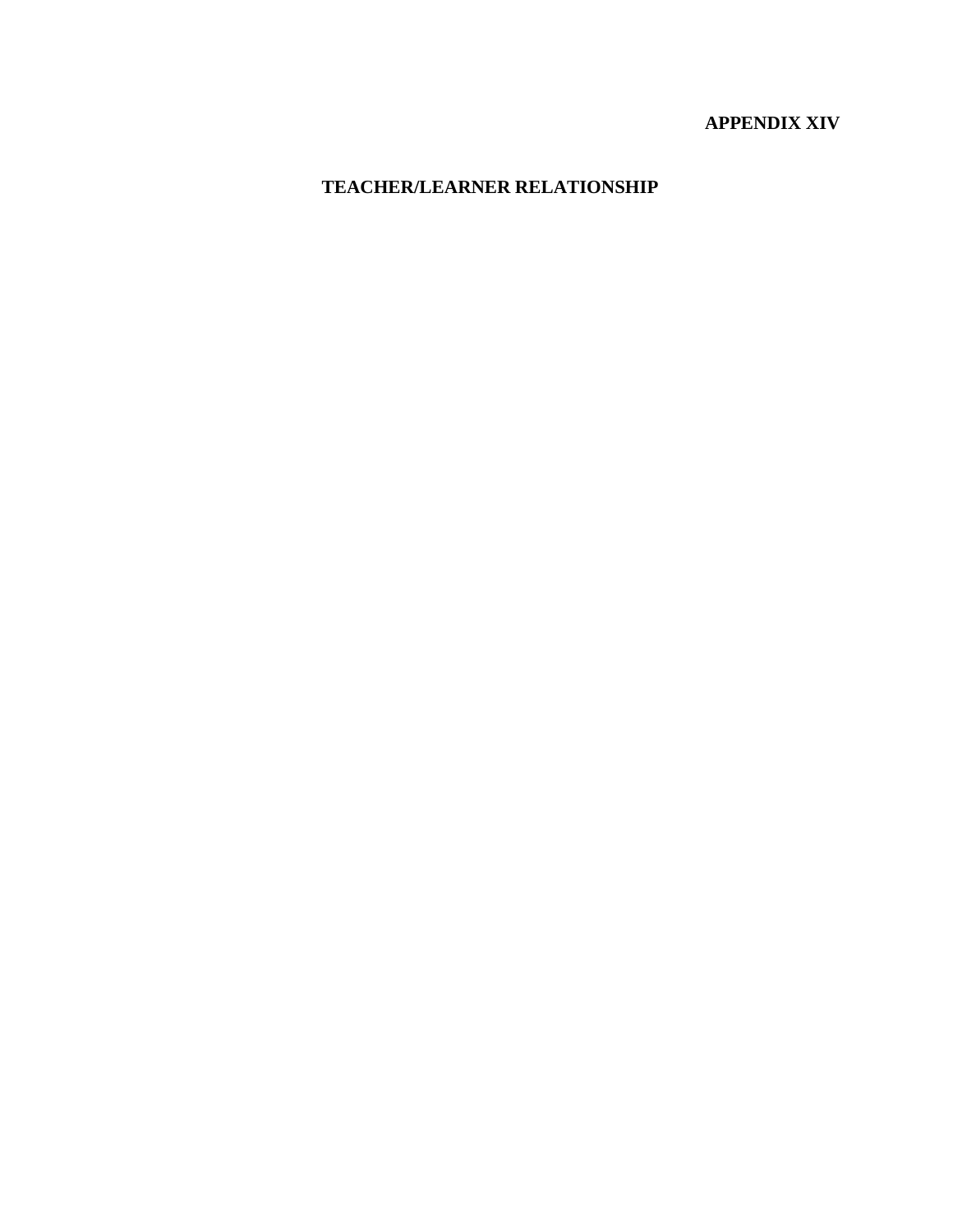**APPENDIX XIV**

# TEACHER/LEARNER RELATIONSHIP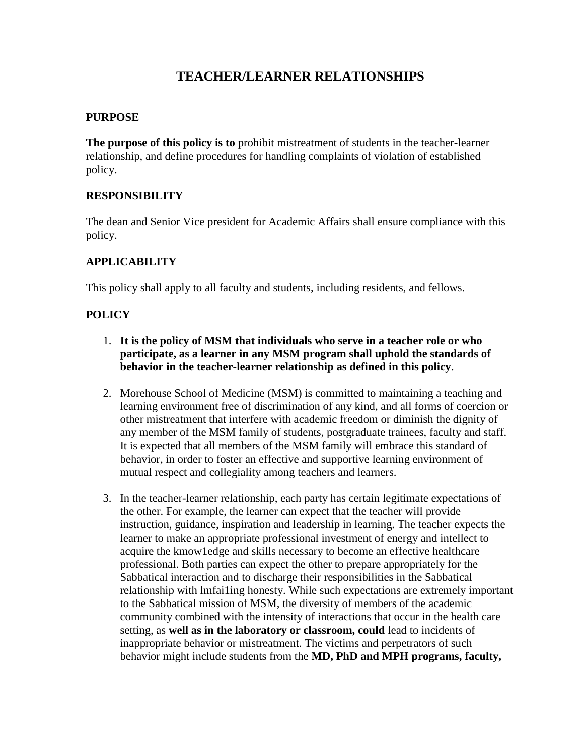# TEACHER/LEARNER RELATIONSHIPS

## PURPOSE

**The purpose of this policy is to** prohibit mistreatment of students in the teacher-learner relationship, and define procedures for handling complaints of violation of established policy.

## RESPONSIBILITY

The dean and Senior Vice president for Academic Affairs shall ensure compliance with this policy.

## APPLICABILITY

This policy shall apply to all faculty and students, including residents, and fellows.

## POLICY

1. **It is the policy of MSM that individuals who serve in a teacher role or who participate, as a learner in any MSM program shall uphold the standards of behavior in the teacher-learner relationship as defined in this policy**.

2. Morehouse School of Medicine (MSM) is committed to maintaining a teaching and learning environment free of discrimination of any kind, and all forms of coercion or other mistreatment that interfere with academic freedom or diminish the dignity of any member of the MSM family of students, postgraduate trainees, faculty and staff. It is expected that all members of the MSM family will embrace this standard of behavior, in order to foster an effective and supportive learning environment of mutual respect and collegiality among teachers and learners.

3. In the teacher-learner relationship, each party has certain legitimate expectations of the other. For example, the learner can expect that the teacher will provide instruction, guidance, inspiration and leadership in learning. The teacher expects the learner to make an appropriate professional investment of energy and intellect to acquire the kmow1edge and skills necessary to become an effective healthcare professional. Both parties can expect the other to prepare appropriately for the Sabbatical interaction and to discharge their responsibilities in the Sabbatical relationship with lmfai1ing honesty. While such expectations are extremely important to the Sabbatical mission of MSM, the diversity of members of the academic community combined with the intensity of interactions that occur in the health care setting, as **well as in the laboratory or classroom, could** lead to incidents of inappropriate behavior or mistreatment. The victims and perpetrators of such behavior might include students from the **MD, PhD and MPH programs, faculty,**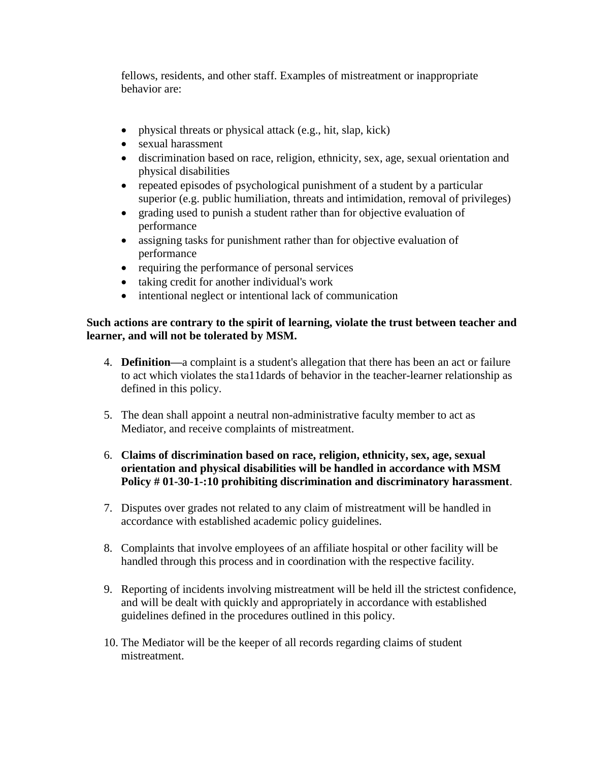fellows, residents, and other staff. Examples of mistreatment or inappropriate behavior are:

- physical threats or physical attack (e.g., hit, slap, kick)
- sexual harassment
- discrimination based on race, religion, ethnicity, sex, age, sexual orientation and physical disabilities
- repeated episodes of psychological punishment of a student by a particular superior (e.g. public humiliation, threats and intimidation, removal of privileges)
- grading used to punish a student rather than for objective evaluation of performance
- assigning tasks for punishment rather than for objective evaluation of performance
- requiring the performance of personal services
- taking credit for another individual's work
- intentional neglect or intentional lack of communication

**Such actions are contrary to the spirit of learning, violate the trust between teacher and learner, and will not be tolerated by MSM.**

4. **Definition**—a complaint is a student's allegation that there has been an act or failure to act which violates the sta11dards of behavior in the teacher-learner relationship as defined in this policy.

5. The dean shall appoint a neutral non-administrative faculty member to act as Mediator, and receive complaints of mistreatment.

6. **Claims of discrimination based on race, religion, ethnicity, sex, age, sexual orientation and physical disabilities will be handled in accordance with MSM Policy # 01-30-1-:10 prohibiting discrimination and discriminatory harassment**.

7. Disputes over grades not related to any claim of mistreatment will be handled in accordance with established academic policy guidelines.

8. Complaints that involve employees of an affiliate hospital or other facility will be handled through this process and in coordination with the respective facility.

9. Reporting of incidents involving mistreatment will be held ill the strictest confidence, and will be dealt with quickly and appropriately in accordance with established guidelines defined in the procedures outlined in this policy.

10. The Mediator will be the keeper of all records regarding claims of student mistreatment.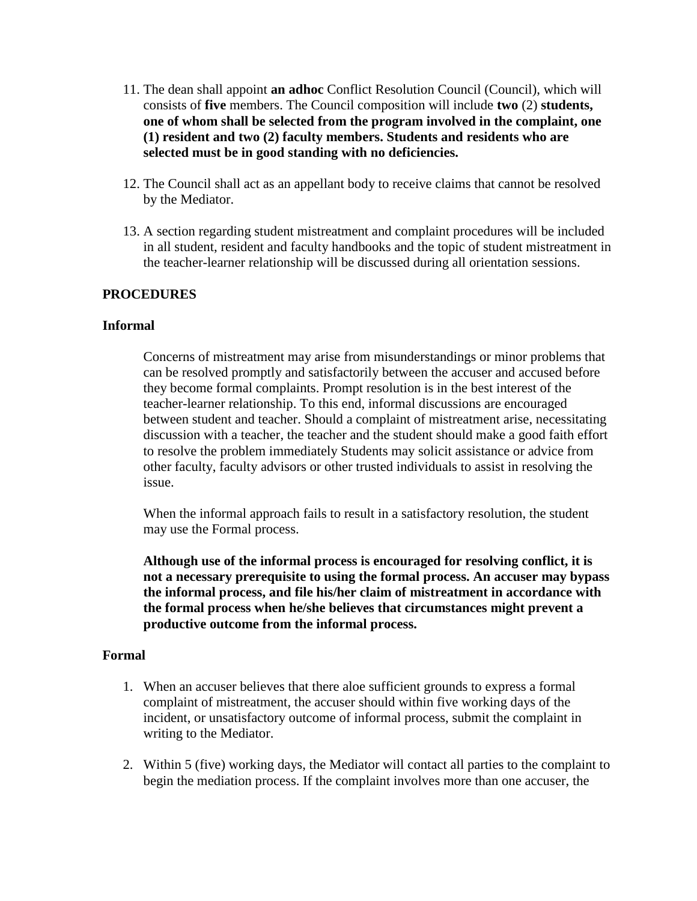11. The dean shall appoint **an adhoc** Conflict Resolution Council (Council), which will consists of **five** members. The Council composition will include **two** (2) **students, one of whom shall be selected from the program involved in the complaint, one (1) resident and two (2) faculty members. Students and residents who are selected must be in good standing with no deficiencies.**

12. The Council shall act as an appellant body to receive claims that cannot be resolved by the Mediator.

13. A section regarding student mistreatment and complaint procedures will be included in all student, resident and faculty handbooks and the topic of student mistreatment in the teacher-learner relationship will be discussed during all orientation sessions.

**PROCEDURES**

**Informal**

Concerns of mistreatment may arise from misunderstandings or minor problems that can be resolved promptly and satisfactorily between the accuser and accused before they become formal complaints. Prompt resolution is in the best interest of the teacher-learner relationship. To this end, informal discussions are encouraged between student and teacher. Should a complaint of mistreatment arise, necessitating discussion with a teacher, the teacher and the student should make a good faith effort to resolve the problem immediately Students may solicit assistance or advice from other faculty, faculty advisors or other trusted individuals to assist in resolving the issue.

When the informal approach fails to result in a satisfactory resolution, the student may use the Formal process.

**Although use of the informal process is encouraged for resolving conflict, it is not a necessary prerequisite to using the formal process. An accuser may bypass the informal process, and file his/her claim of mistreatment in accordance with the formal process when he/she believes that circumstances might prevent a productive outcome from the informal process.**

**Formal**

1. When an accuser believes that there aloe sufficient grounds to express a formal complaint of mistreatment, the accuser should within five working days of the incident, or unsatisfactory outcome of informal process, submit the complaint in writing to the Mediator.

2. Within 5 (five) working days, the Mediator will contact all parties to the complaint to begin the mediation process. If the complaint involves more than one accuser, the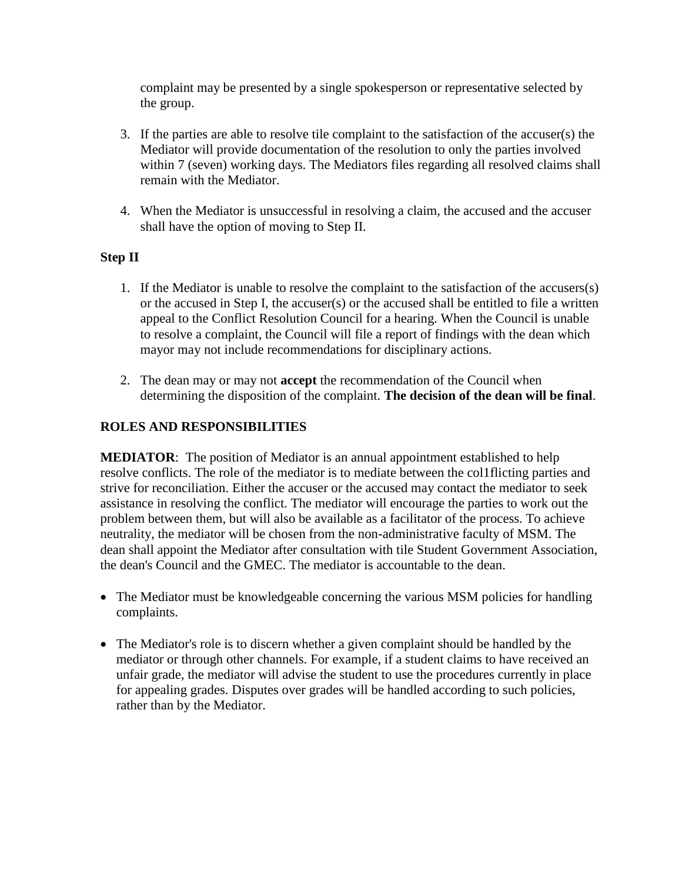complaint may be presented by a single spokesperson or representative selected by the group.

3. If the parties are able to resolve tile complaint to the satisfaction of the accuser(s) the Mediator will provide documentation of the resolution to only the parties involved within 7 (seven) working days. The Mediators files regarding all resolved claims shall remain with the Mediator.

4. When the Mediator is unsuccessful in resolving a claim, the accused and the accuser shall have the option of moving to Step II.

**Step II**

1. If the Mediator is unable to resolve the complaint to the satisfaction of the accusers(s) or the accused in Step I, the accuser(s) or the accused shall be entitled to file a written appeal to the Conflict Resolution Council for a hearing. When the Council is unable to resolve a complaint, the Council will file a report of findings with the dean which mayor may not include recommendations for disciplinary actions.

2. The dean may or may not **accept** the recommendation of the Council when determining the disposition of the complaint. **The decision of the dean will be final**.

**ROLES AND RESPONSIBILITIES**

**MEDIATOR**: The position of Mediator is an annual appointment established to help resolve conflicts. The role of the mediator is to mediate between the col1flicting parties and strive for reconciliation. Either the accuser or the accused may contact the mediator to seek assistance in resolving the conflict. The mediator will encourage the parties to work out the problem between them, but will also be available as a facilitator of the process. To achieve neutrality, the mediator will be chosen from the non-administrative faculty of MSM. The dean shall appoint the Mediator after consultation with tile Student Government Association, the dean's Council and the GMEC. The mediator is accountable to the dean.

- The Mediator must be knowledgeable concerning the various MSM policies for handling complaints.

- The Mediator's role is to discern whether a given complaint should be handled by the mediator or through other channels. For example, if a student claims to have received an unfair grade, the mediator will advise the student to use the procedures currently in place for appealing grades. Disputes over grades will be handled according to such policies, rather than by the Mediator.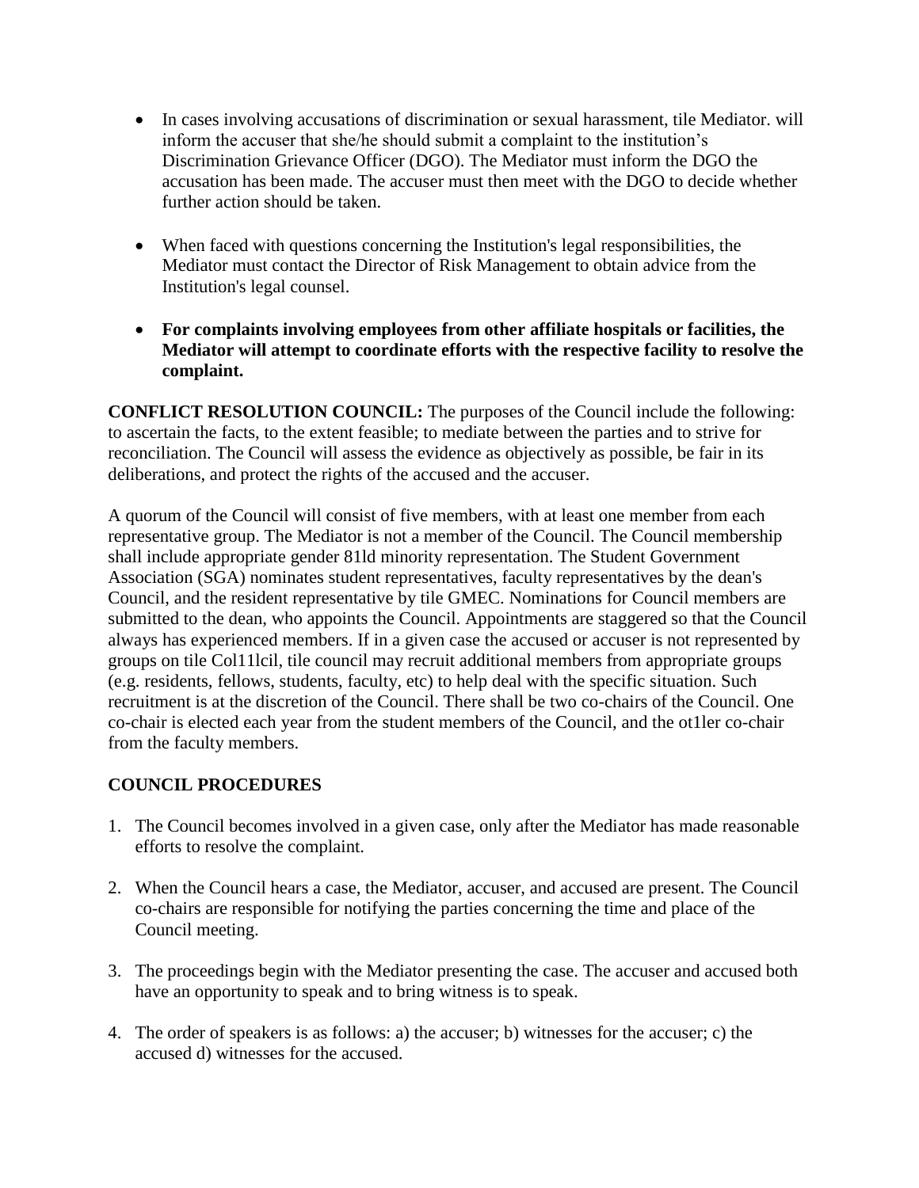- In cases involving accusations of discrimination or sexual harassment, tile Mediator. will inform the accuser that she/he should submit a complaint to the institution's Discrimination Grievance Officer (DGO). The Mediator must inform the DGO the accusation has been made. The accuser must then meet with the DGO to decide whether further action should be taken.

- When faced with questions concerning the Institution's legal responsibilities, the Mediator must contact the Director of Risk Management to obtain advice from the Institution's legal counsel.

- **For complaints involving employees from other affiliate hospitals or facilities, the Mediator will attempt to coordinate efforts with the respective facility to resolve the complaint.**

**CONFLICT RESOLUTION COUNCIL:** The purposes of the Council include the following: to ascertain the facts, to the extent feasible; to mediate between the parties and to strive for reconciliation. The Council will assess the evidence as objectively as possible, be fair in its deliberations, and protect the rights of the accused and the accuser.

A quorum of the Council will consist of five members, with at least one member from each representative group. The Mediator is not a member of the Council. The Council membership shall include appropriate gender 81ld minority representation. The Student Government Association (SGA) nominates student representatives, faculty representatives by the dean's Council, and the resident representative by tile GMEC. Nominations for Council members are submitted to the dean, who appoints the Council. Appointments are staggered so that the Council always has experienced members. If in a given case the accused or accuser is not represented by groups on tile Col11lcil, tile council may recruit additional members from appropriate groups (e.g. residents, fellows, students, faculty, etc) to help deal with the specific situation. Such recruitment is at the discretion of the Council. There shall be two co-chairs of the Council. One co-chair is elected each year from the student members of the Council, and the ot1ler co-chair from the faculty members.

**COUNCIL PROCEDURES**

1. The Council becomes involved in a given case, only after the Mediator has made reasonable efforts to resolve the complaint.

2. When the Council hears a case, the Mediator, accuser, and accused are present. The Council co-chairs are responsible for notifying the parties concerning the time and place of the Council meeting.

3. The proceedings begin with the Mediator presenting the case. The accuser and accused both have an opportunity to speak and to bring witness is to speak.

4. The order of speakers is as follows: a) the accuser; b) witnesses for the accuser; c) the accused d) witnesses for the accused.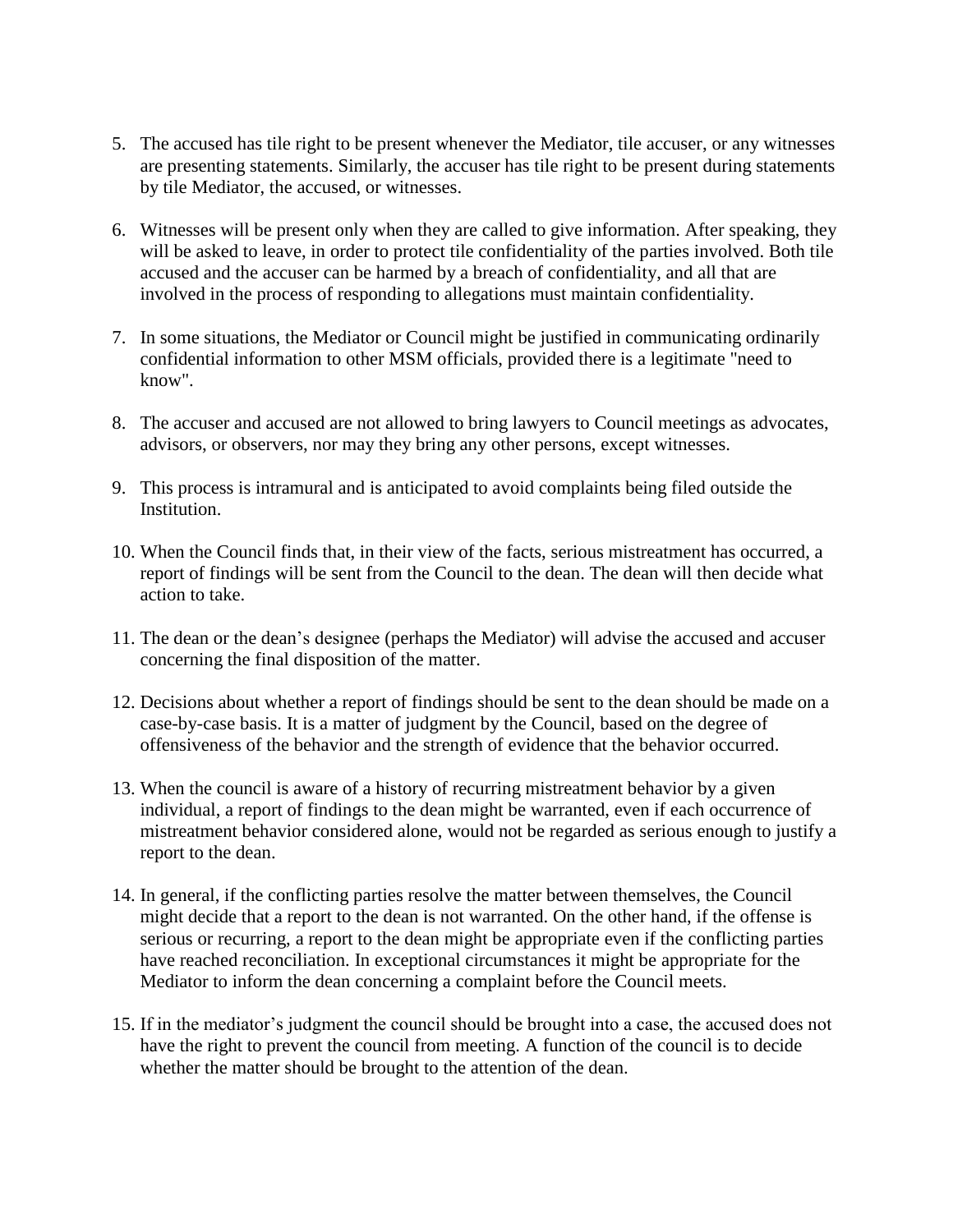5. The accused has tile right to be present whenever the Mediator, tile accuser, or any witnesses are presenting statements. Similarly, the accuser has tile right to be present during statements by tile Mediator, the accused, or witnesses.

6. Witnesses will be present only when they are called to give information. After speaking, they will be asked to leave, in order to protect tile confidentiality of the parties involved. Both tile accused and the accuser can be harmed by a breach of confidentiality, and all that are involved in the process of responding to allegations must maintain confidentiality.

7. In some situations, the Mediator or Council might be justified in communicating ordinarily confidential information to other MSM officials, provided there is a legitimate "need to know".

8. The accuser and accused are not allowed to bring lawyers to Council meetings as advocates, advisors, or observers, nor may they bring any other persons, except witnesses.

9. This process is intramural and is anticipated to avoid complaints being filed outside the Institution.

10. When the Council finds that, in their view of the facts, serious mistreatment has occurred, a report of findings will be sent from the Council to the dean. The dean will then decide what action to take.

11. The dean or the dean's designee (perhaps the Mediator) will advise the accused and accuser concerning the final disposition of the matter.

12. Decisions about whether a report of findings should be sent to the dean should be made on a case-by-case basis. It is a matter of judgment by the Council, based on the degree of offensiveness of the behavior and the strength of evidence that the behavior occurred.

13. When the council is aware of a history of recurring mistreatment behavior by a given individual, a report of findings to the dean might be warranted, even if each occurrence of mistreatment behavior considered alone, would not be regarded as serious enough to justify a report to the dean.

14. In general, if the conflicting parties resolve the matter between themselves, the Council might decide that a report to the dean is not warranted. On the other hand, if the offense is serious or recurring, a report to the dean might be appropriate even if the conflicting parties have reached reconciliation. In exceptional circumstances it might be appropriate for the Mediator to inform the dean concerning a complaint before the Council meets.

15. If in the mediator's judgment the council should be brought into a case, the accused does not have the right to prevent the council from meeting. A function of the council is to decide whether the matter should be brought to the attention of the dean.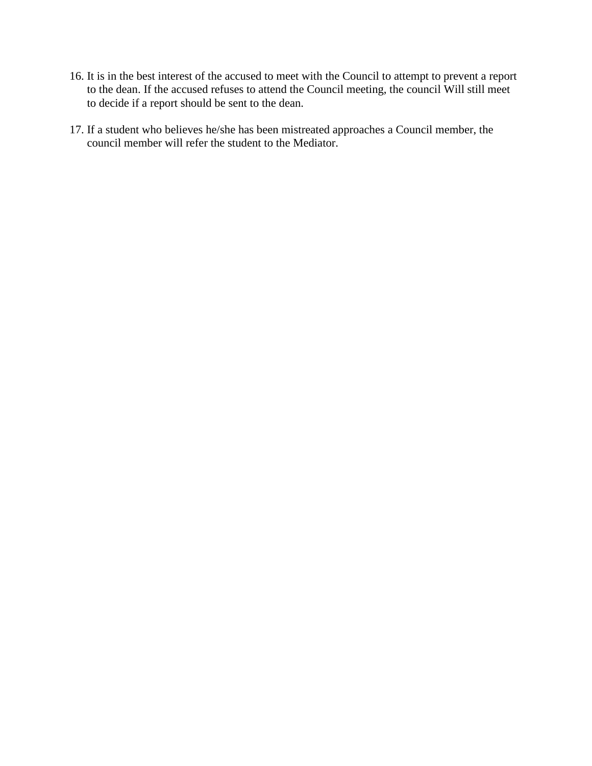16. It is in the best interest of the accused to meet with the Council to attempt to prevent a report to the dean. If the accused refuses to attend the Council meeting, the council Will still meet to decide if a report should be sent to the dean.

17. If a student who believes he/she has been mistreated approaches a Council member, the council member will refer the student to the Mediator.